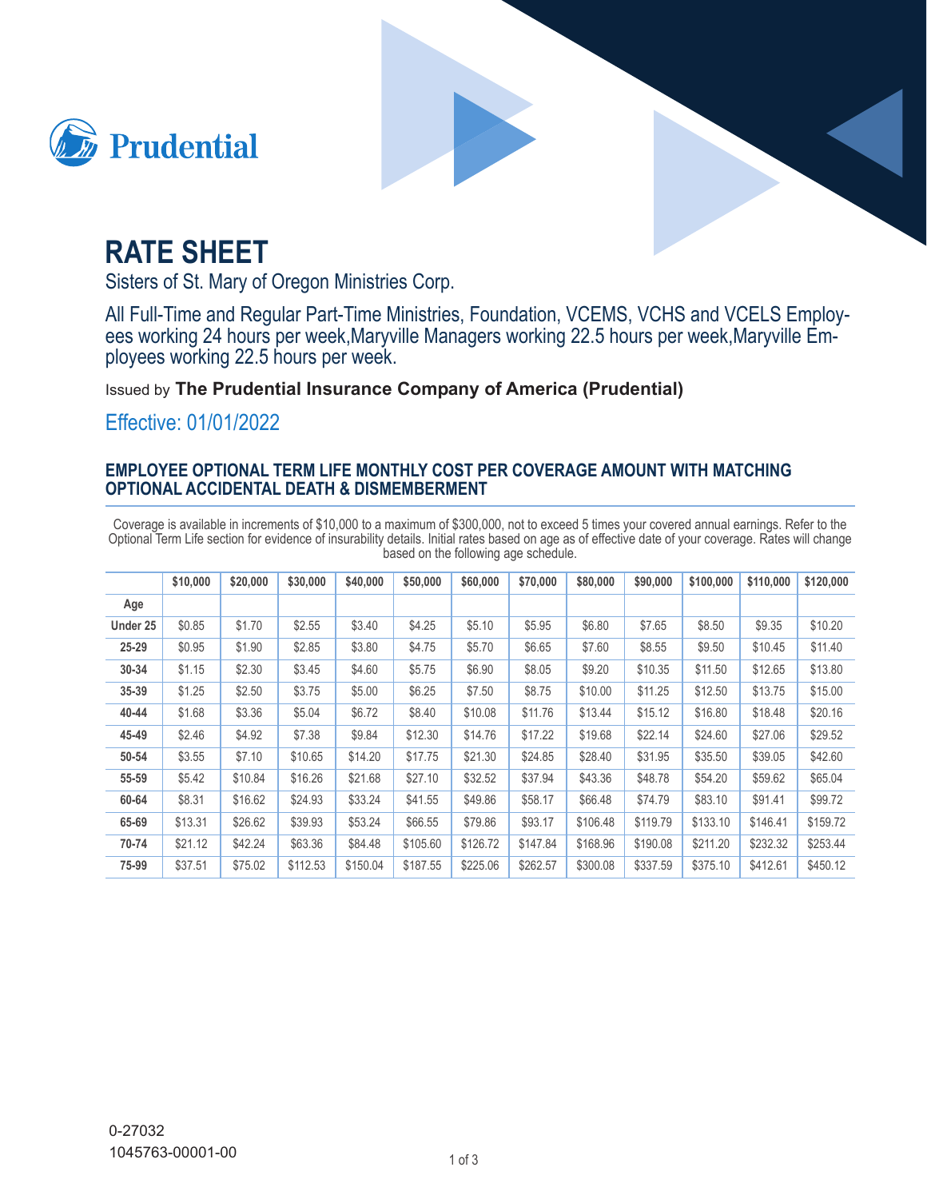Prudential

# RATE SHEET

Sisters of St. Mary of Oregon Ministries Corp.

All Full-Time and Regular Part-Time Ministries, Foundation, VCEMS, VCHS and VCELS Employees working 24 hours per week,Maryville Managers working 22.5 hours per week,Maryville Employees working 22.5 hours per week.

Issued by **The Prudential Insurance Company of America (Prudential)**

Effective: 01/01/2022

## EMPLOYEE OPTIONAL TERM LIFE MONTHLY COST PER COVERAGE AMOUNT WITH MATCHING OPTIONAL ACCIDENTAL DEATH & DISMEMBERMENT

Coverage is available in increments of $10,000 to a maximum of $300,000, not to exceed 5 times your covered annual earnings. Refer to the Optional Term Life section for evidence of insurability details. Initial rates based on age as of effective date of your coverage. Rates will change based on the following age schedule.

| | $10,000 | $20,000 | $30,000 | $40,000 | $50,000 | $60,000 | $70,000 | $80,000 | $90,000 | $100,000 | $110,000 | $120,000 |
|---|---|---|---|---|---|---|---|---|---|---|---|---|
| **Age** | | | | | | | | | | | | |
| **Under 25** | $0.85 | $1.70 | $2.55 | $3.40 | $4.25 | $5.10 | $5.95 | $6.80 | $7.65 | $8.50 | $9.35 | $10.20 |
| **25-29** | $0.95 | $1.90 | $2.85 | $3.80 | $4.75 | $5.70 | $6.65 | $7.60 | $8.55 | $9.50 | $10.45 | $11.40 |
| **30-34** | $1.15 | $2.30 | $3.45 | $4.60 | $5.75 | $6.90 | $8.05 | $9.20 | $10.35 | $11.50 | $12.65 | $13.80 |
| **35-39** | $1.25 | $2.50 | $3.75 | $5.00 | $6.25 | $7.50 | $8.75 | $10.00 | $11.25 | $12.50 | $13.75 | $15.00 |
| **40-44** | $1.68 | $3.36 | $5.04 | $6.72 | $8.40 | $10.08 | $11.76 | $13.44 | $15.12 | $16.80 | $18.48 | $20.16 |
| **45-49** | $2.46 | $4.92 | $7.38 | $9.84 | $12.30 | $14.76 | $17.22 | $19.68 | $22.14 | $24.60 | $27.06 | $29.52 |
| **50-54** | $3.55 | $7.10 | $10.65 | $14.20 | $17.75 | $21.30 | $24.85 | $28.40 | $31.95 | $35.50 | $39.05 | $42.60 |
| **55-59** | $5.42 | $10.84 | $16.26 | $21.68 | $27.10 | $32.52 | $37.94 | $43.36 | $48.78 | $54.20 | $59.62 | $65.04 |
| **60-64** | $8.31 | $16.62 | $24.93 | $33.24 | $41.55 | $49.86 | $58.17 | $66.48 | $74.79 | $83.10 | $91.41 | $99.72 |
| **65-69** | $13.31 | $26.62 | $39.93 | $53.24 | $66.55 | $79.86 | $93.17 | $106.48 | $119.79 | $133.10 | $146.41 | $159.72 |
| **70-74** | $21.12 | $42.24 | $63.36 | $84.48 | $105.60 | $126.72 | $147.84 | $168.96 | $190.08 | $211.20 | $232.32 | $253.44 |
| **75-99** | $37.51 | $75.02 | $112.53 | $150.04 | $187.55 | $225.06 | $262.57 | $300.08 | $337.59 | $375.10 | $412.61 | $450.12 |

0-27032
1045763-00001-00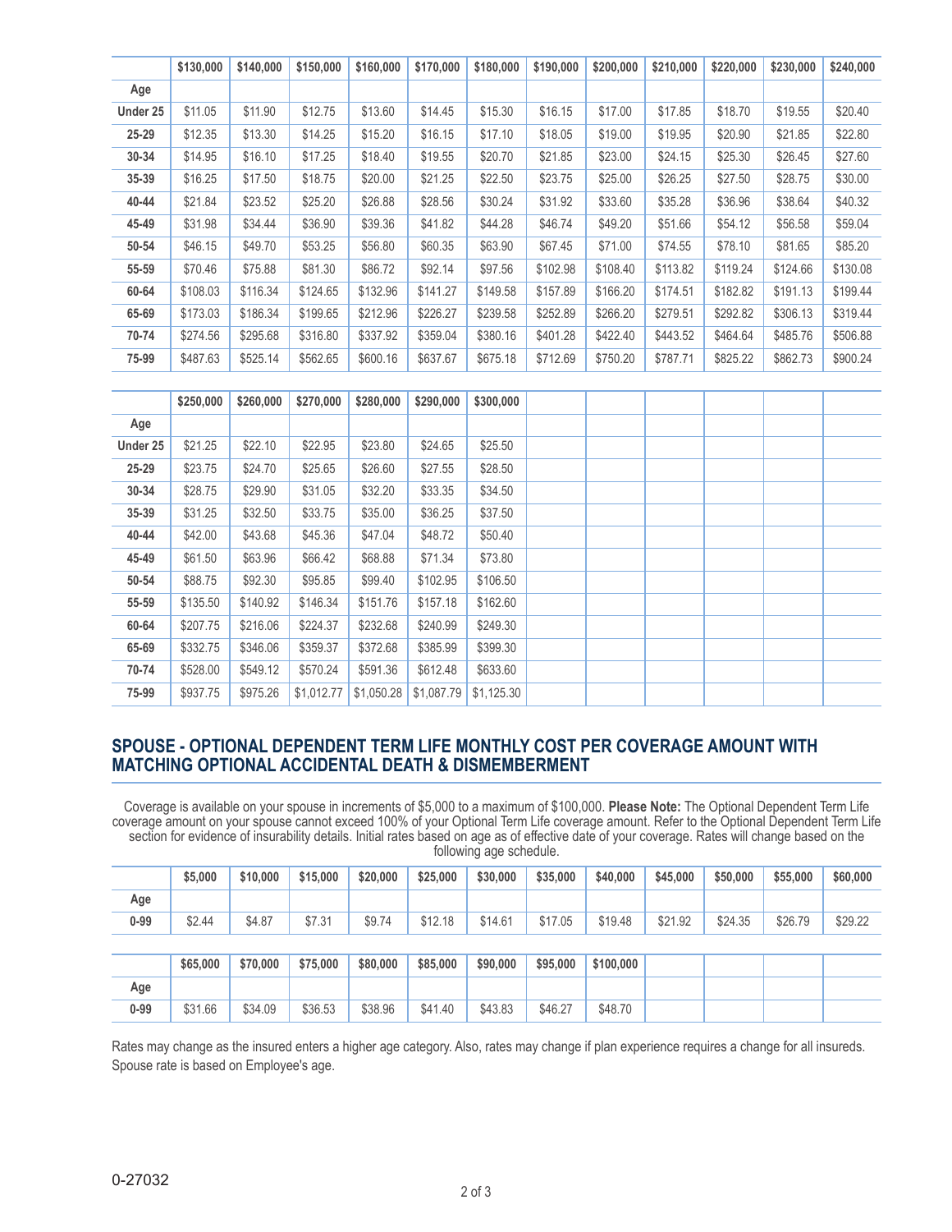| | $130,000 | $140,000 | $150,000 | $160,000 | $170,000 | $180,000 | $190,000 | $200,000 | $210,000 | $220,000 | $230,000 | $240,000 |
|---|---|---|---|---|---|---|---|---|---|---|---|---|
| Age | | | | | | | | | | | | |
| Under 25 | $11.05 | $11.90 | $12.75 | $13.60 | $14.45 | $15.30 | $16.15 | $17.00 | $17.85 | $18.70 | $19.55 | $20.40 |
| 25-29 | $12.35 | $13.30 | $14.25 | $15.20 | $16.15 | $17.10 | $18.05 | $19.00 | $19.95 | $20.90 | $21.85 | $22.80 |
| 30-34 | $14.95 | $16.10 | $17.25 | $18.40 | $19.55 | $20.70 | $21.85 | $23.00 | $24.15 | $25.30 | $26.45 | $27.60 |
| 35-39 | $16.25 | $17.50 | $18.75 | $20.00 | $21.25 | $22.50 | $23.75 | $25.00 | $26.25 | $27.50 | $28.75 | $30.00 |
| 40-44 | $21.84 | $23.52 | $25.20 | $26.88 | $28.56 | $30.24 | $31.92 | $33.60 | $35.28 | $36.96 | $38.64 | $40.32 |
| 45-49 | $31.98 | $34.44 | $36.90 | $39.36 | $41.82 | $44.28 | $46.74 | $49.20 | $51.66 | $54.12 | $56.58 | $59.04 |
| 50-54 | $46.15 | $49.70 | $53.25 | $56.80 | $60.35 | $63.90 | $67.45 | $71.00 | $74.55 | $78.10 | $81.65 | $85.20 |
| 55-59 | $70.46 | $75.88 | $81.30 | $86.72 | $92.14 | $97.56 | $102.98 | $108.40 | $113.82 | $119.24 | $124.66 | $130.08 |
| 60-64 | $108.03 | $116.34 | $124.65 | $132.96 | $141.27 | $149.58 | $157.89 | $166.20 | $174.51 | $182.82 | $191.13 | $199.44 |
| 65-69 | $173.03 | $186.34 | $199.65 | $212.96 | $226.27 | $239.58 | $252.89 | $266.20 | $279.51 | $292.82 | $306.13 | $319.44 |
| 70-74 | $274.56 | $295.68 | $316.80 | $337.92 | $359.04 | $380.16 | $401.28 | $422.40 | $443.52 | $464.64 | $485.76 | $506.88 |
| 75-99 | $487.63 | $525.14 | $562.65 | $600.16 | $637.67 | $675.18 | $712.69 | $750.20 | $787.71 | $825.22 | $862.73 | $900.24 |

| | $250,000 | $260,000 | $270,000 | $280,000 | $290,000 | $300,000 |
|---|---|---|---|---|---|---|
| Age | | | | | | |
| Under 25 | $21.25 | $22.10 | $22.95 | $23.80 | $24.65 | $25.50 |
| 25-29 | $23.75 | $24.70 | $25.65 | $26.60 | $27.55 | $28.50 |
| 30-34 | $28.75 | $29.90 | $31.05 | $32.20 | $33.35 | $34.50 |
| 35-39 | $31.25 | $32.50 | $33.75 | $35.00 | $36.25 | $37.50 |
| 40-44 | $42.00 | $43.68 | $45.36 | $47.04 | $48.72 | $50.40 |
| 45-49 | $61.50 | $63.96 | $66.42 | $68.88 | $71.34 | $73.80 |
| 50-54 | $88.75 | $92.30 | $95.85 | $99.40 | $102.95 | $106.50 |
| 55-59 | $135.50 | $140.92 | $146.34 | $151.76 | $157.18 | $162.60 |
| 60-64 | $207.75 | $216.06 | $224.37 | $232.68 | $240.99 | $249.30 |
| 65-69 | $332.75 | $346.06 | $359.37 | $372.68 | $385.99 | $399.30 |
| 70-74 | $528.00 | $549.12 | $570.24 | $591.36 | $612.48 | $633.60 |
| 75-99 | $937.75 | $975.26 | $1,012.77 | $1,050.28 | $1,087.79 | $1,125.30 |

## SPOUSE - OPTIONAL DEPENDENT TERM LIFE MONTHLY COST PER COVERAGE AMOUNT WITH MATCHING OPTIONAL ACCIDENTAL DEATH & DISMEMBERMENT

Coverage is available on your spouse in increments of $5,000 to a maximum of $100,000. **Please Note:** The Optional Dependent Term Life coverage amount on your spouse cannot exceed 100% of your Optional Term Life coverage amount. Refer to the Optional Dependent Term Life section for evidence of insurability details. Initial rates based on age as of effective date of your coverage. Rates will change based on the following age schedule.

| | $5,000 | $10,000 | $15,000 | $20,000 | $25,000 | $30,000 | $35,000 | $40,000 | $45,000 | $50,000 | $55,000 | $60,000 |
|---|---|---|---|---|---|---|---|---|---|---|---|---|
| Age | | | | | | | | | | | | |
| 0-99 | $2.44 | $4.87 | $7.31 | $9.74 | $12.18 | $14.61 | $17.05 | $19.48 | $21.92 | $24.35 | $26.79 | $29.22 |

| | $65,000 | $70,000 | $75,000 | $80,000 | $85,000 | $90,000 | $95,000 | $100,000 |
|---|---|---|---|---|---|---|---|---|
| Age | | | | | | | | |
| 0-99 | $31.66 | $34.09 | $36.53 | $38.96 | $41.40 | $43.83 | $46.27 | $48.70 |

Rates may change as the insured enters a higher age category. Also, rates may change if plan experience requires a change for all insureds. Spouse rate is based on Employee's age.

0-27032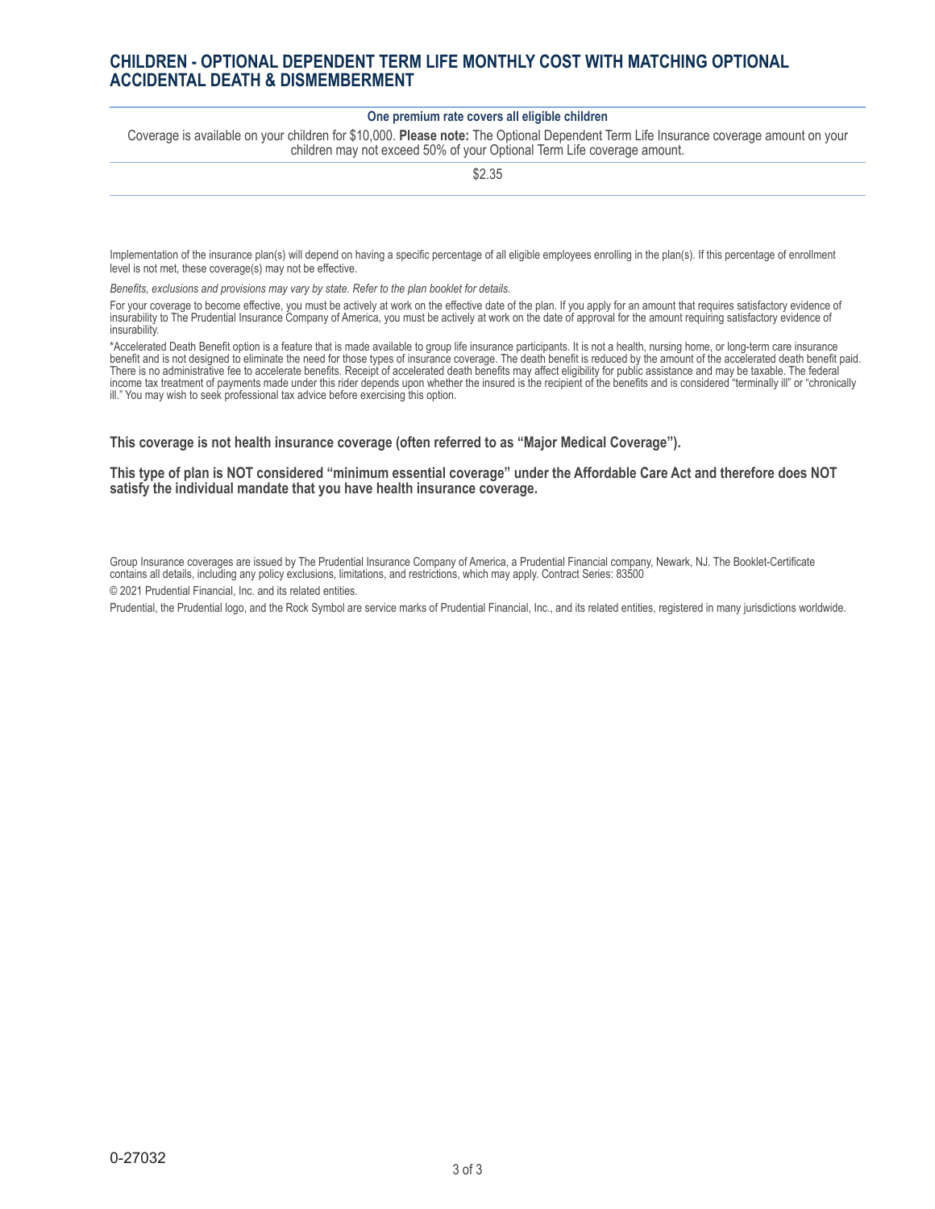## CHILDREN - OPTIONAL DEPENDENT TERM LIFE MONTHLY COST WITH MATCHING OPTIONAL ACCIDENTAL DEATH & DISMEMBERMENT

| One premium rate covers all eligible children |
|---|
| Coverage is available on your children for $10,000. **Please note:** The Optional Dependent Term Life Insurance coverage amount on your children may not exceed 50% of your Optional Term Life coverage amount. |
| $2.35 |

Implementation of the insurance plan(s) will depend on having a specific percentage of all eligible employees enrolling in the plan(s). If this percentage of enrollment level is not met, these coverage(s) may not be effective.

*Benefits, exclusions and provisions may vary by state. Refer to the plan booklet for details.*

For your coverage to become effective, you must be actively at work on the effective date of the plan. If you apply for an amount that requires satisfactory evidence of insurability to The Prudential Insurance Company of America, you must be actively at work on the date of approval for the amount requiring satisfactory evidence of insurability.

*Accelerated Death Benefit option is a feature that is made available to group life insurance participants. It is not a health, nursing home, or long-term care insurance benefit and is not designed to eliminate the need for those types of insurance coverage. The death benefit is reduced by the amount of the accelerated death benefit paid. There is no administrative fee to accelerate benefits. Receipt of accelerated death benefits may affect eligibility for public assistance and may be taxable. The federal income tax treatment of payments made under this rider depends upon whether the insured is the recipient of the benefits and is considered "terminally ill" or "chronically ill." You may wish to seek professional tax advice before exercising this option.

**This coverage is not health insurance coverage (often referred to as "Major Medical Coverage").**

**This type of plan is NOT considered "minimum essential coverage" under the Affordable Care Act and therefore does NOT satisfy the individual mandate that you have health insurance coverage.**

Group Insurance coverages are issued by The Prudential Insurance Company of America, a Prudential Financial company, Newark, NJ. The Booklet-Certificate contains all details, including any policy exclusions, limitations, and restrictions, which may apply. Contract Series: 83500

© 2021 Prudential Financial, Inc. and its related entities.

Prudential, the Prudential logo, and the Rock Symbol are service marks of Prudential Financial, Inc., and its related entities, registered in many jurisdictions worldwide.

0-27032